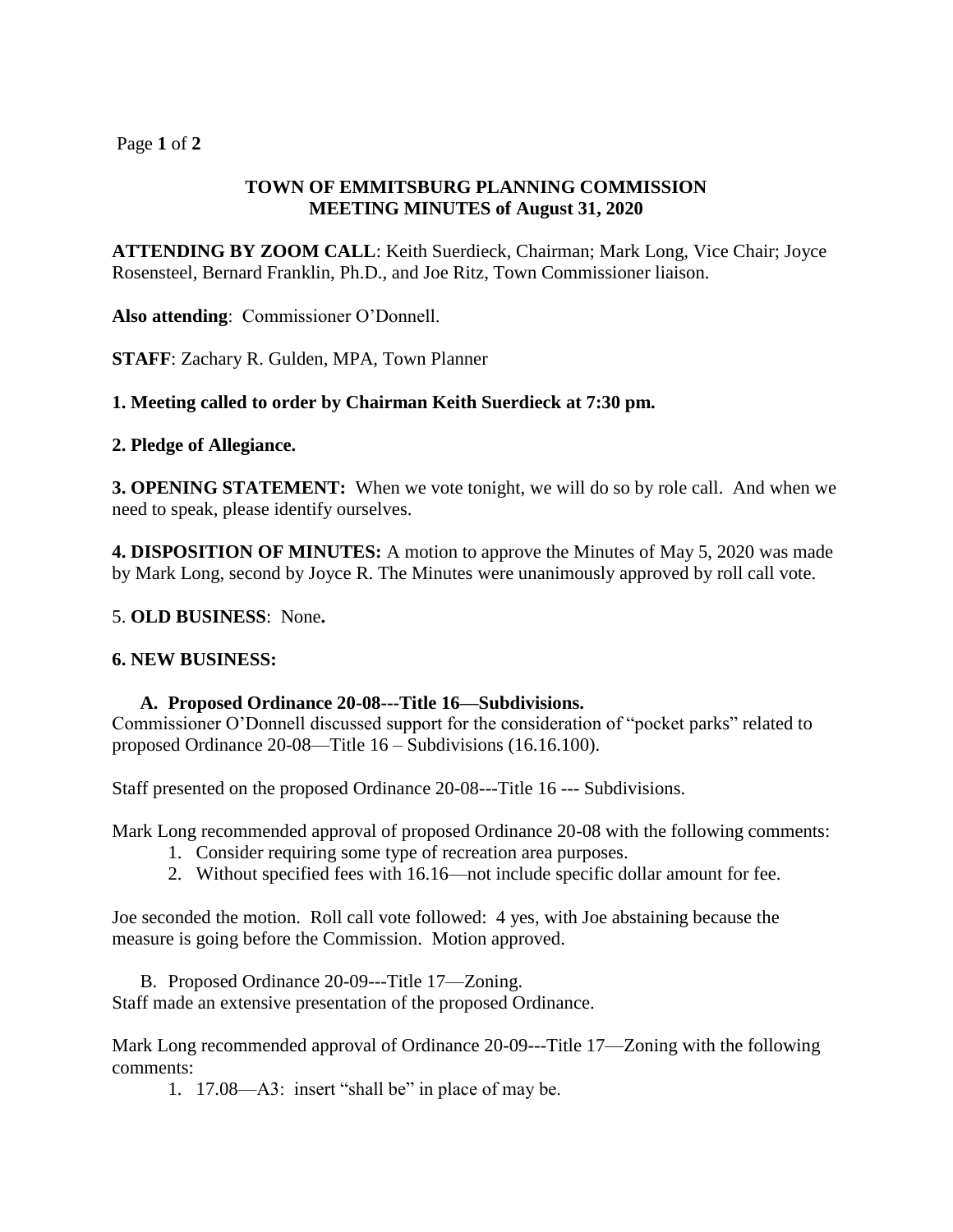## TOWN OF EMMITSBURG PLANNING COMMISSION
## MEETING MINUTES of August 31, 2020

**ATTENDING BY ZOOM CALL**: Keith Suerdieck, Chairman; Mark Long, Vice Chair; Joyce Rosensteel, Bernard Franklin, Ph.D., and Joe Ritz, Town Commissioner liaison.

**Also attending**: Commissioner O'Donnell.

**STAFF**: Zachary R. Gulden, MPA, Town Planner

**1. Meeting called to order by Chairman Keith Suerdieck at 7:30 pm.**

**2. Pledge of Allegiance.**

**3. OPENING STATEMENT:** When we vote tonight, we will do so by role call. And when we need to speak, please identify ourselves.

**4. DISPOSITION OF MINUTES:** A motion to approve the Minutes of May 5, 2020 was made by Mark Long, second by Joyce R. The Minutes were unanimously approved by roll call vote.

5. **OLD BUSINESS**: None**.**

**6. NEW BUSINESS:**

**A. Proposed Ordinance 20-08---Title 16—Subdivisions.**

Commissioner O'Donnell discussed support for the consideration of "pocket parks" related to proposed Ordinance 20-08—Title 16 – Subdivisions (16.16.100).

Staff presented on the proposed Ordinance 20-08---Title 16 --- Subdivisions.

Mark Long recommended approval of proposed Ordinance 20-08 with the following comments:

1. Consider requiring some type of recreation area purposes.
2. Without specified fees with 16.16—not include specific dollar amount for fee.

Joe seconded the motion. Roll call vote followed: 4 yes, with Joe abstaining because the measure is going before the Commission. Motion approved.

B. Proposed Ordinance 20-09---Title 17—Zoning.

Staff made an extensive presentation of the proposed Ordinance.

Mark Long recommended approval of Ordinance 20-09---Title 17—Zoning with the following comments:

1. 17.08—A3: insert "shall be" in place of may be.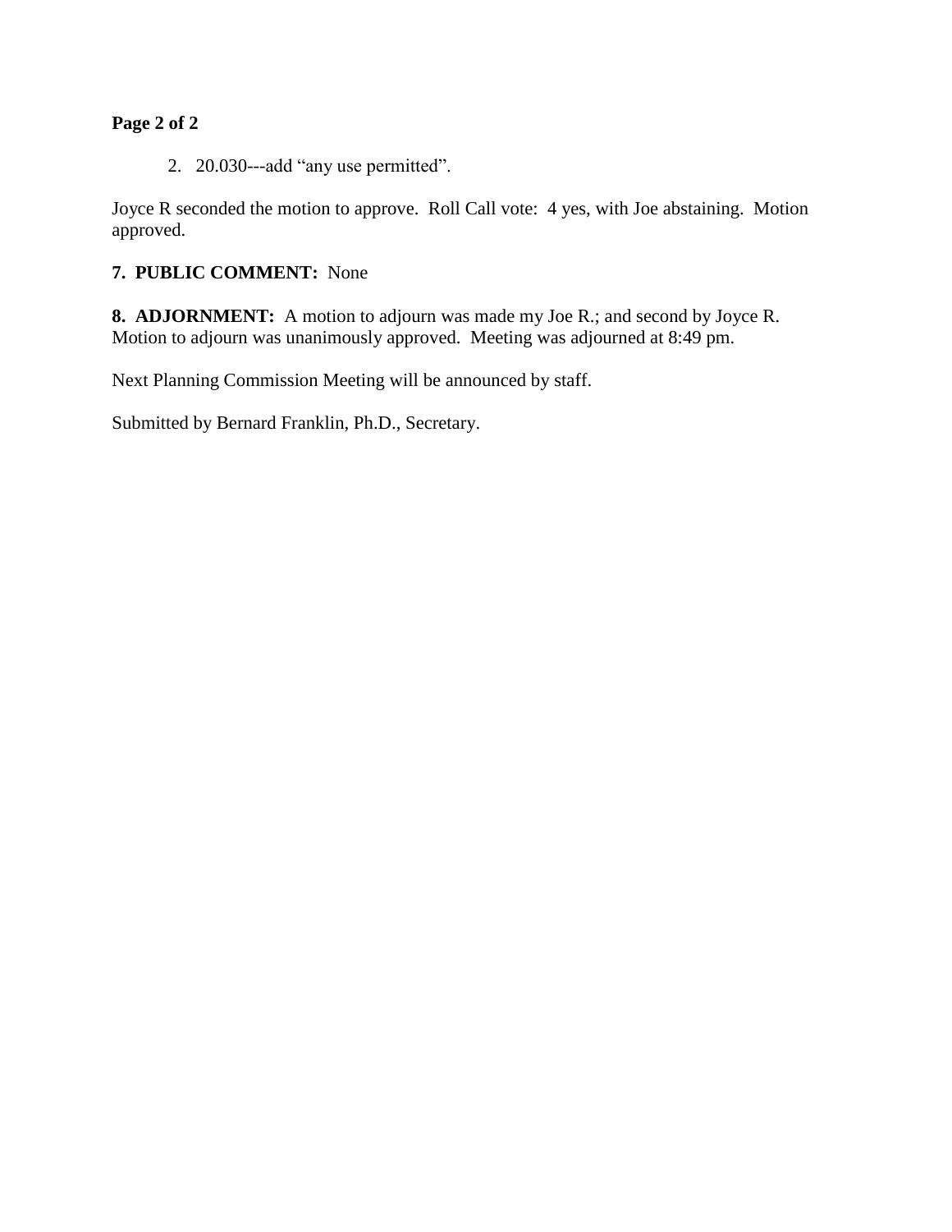2. 20.030---add "any use permitted".

Joyce R seconded the motion to approve. Roll Call vote: 4 yes, with Joe abstaining. Motion approved.

**7. PUBLIC COMMENT:** None

**8. ADJOURNMENT:** A motion to adjourn was made my Joe R.; and second by Joyce R. Motion to adjourn was unanimously approved. Meeting was adjourned at 8:49 pm.

Next Planning Commission Meeting will be announced by staff.

Submitted by Bernard Franklin, Ph.D., Secretary.